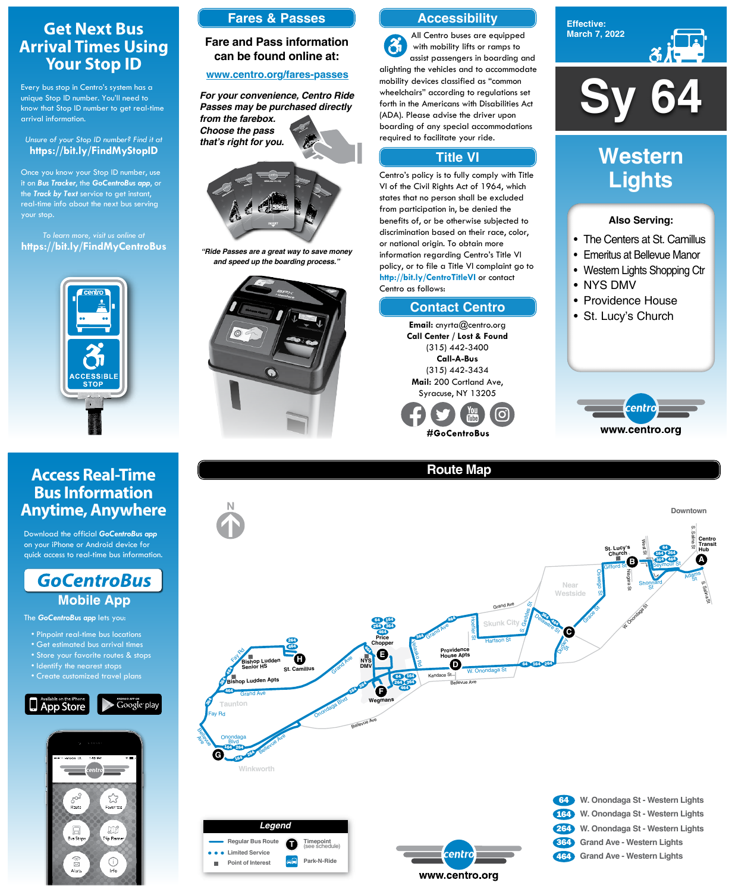## Get Next Bus Arrival Times Using Your Stop ID

Every bus stop in Centro's system has a unique Stop ID number. You'll need to know that Stop ID number to get real-time arrival information.

*Unsure of your Stop ID number? Find it at*
**https://bit.ly/FindMyStopID**

Once you know your Stop ID number, use it on ***Bus Tracker***, the ***GoCentroBus app***, or the ***Track by Text*** service to get instant, real-time info about the next bus serving your stop.

*To learn more, visit us online at*
**https://bit.ly/FindMyCentroBus**

centro
ACCESSIBLE STOP

## Fares & Passes

**Fare and Pass information can be found online at:**

**www.centro.org/fares-passes**

***For your convenience, Centro Ride Passes may be purchased directly from the farebox. Choose the pass that's right for you.***

***"Ride Passes are a great way to save money and speed up the boarding process."***

## Accessibility

All Centro buses are equipped with mobility lifts or ramps to assist passengers in boarding and alighting the vehicles and to accommodate mobility devices classified as "common wheelchairs" according to regulations set forth in the Americans with Disabilities Act (ADA). Please advise the driver upon boarding of any special accommodations required to facilitate your ride.

## Title VI

Centro's policy is to fully comply with Title VI of the Civil Rights Act of 1964, which states that no person shall be excluded from participation in, be denied the benefits of, or be otherwise subjected to discrimination based on their race, color, or national origin. To obtain more information regarding Centro's Title VI policy, or to file a Title VI complaint go to http://bit.ly/CentroTitleVI or contact Centro as follows:

## Contact Centro

**Email:** cnyrta@centro.org
**Call Center / Lost & Found**
(315) 442-3400
**Call-A-Bus**
(315) 442-3434
**Mail:** 200 Cortland Ave, Syracuse, NY 13205

**#GoCentroBus**

**Effective:**
**March 7, 2022**

# Sy 64

## Western Lights

**Also Serving:**

- The Centers at St. Camillus
- Emeritus at Bellevue Manor
- Western Lights Shopping Ctr
- NYS DMV
- Providence House
- St. Lucy's Church

centro
**www.centro.org**

## Access Real-Time Bus Information Anytime, Anywhere

Download the official ***GoCentroBus app*** on your iPhone or Android device for quick access to real-time bus information.

***GoCentroBus***
**Mobile App**

The ***GoCentroBus app*** lets you:

- Pinpoint real-time bus locations
- Get estimated bus arrival times
- Store your favorite routes & stops
- Identify the nearest stops
- Create customized travel plans

App Store | Google play

## Route Map

Timepoints: A – Centro Transit Hub; B – St. Lucy's Church; C – Delaware St / Dudley St; D – Providence House Apts; E – Price Chopper / NYS DMV; F – Wegmans; G – Onondaga Blvd / Bellevue Ave; H – St. Camillus

**Legend**

- Regular Bus Route
- Limited Service
- Point of Interest
- T Timepoint (see schedule)
- Park-N-Ride

| Route | Description |
|---|---|
| 64 | W. Onondaga St - Western Lights |
| 164 | W. Onondaga St - Western Lights |
| 264 | W. Onondaga St - Western Lights |
| 364 | Grand Ave - Western Lights |
| 464 | Grand Ave - Western Lights |

centro
**www.centro.org**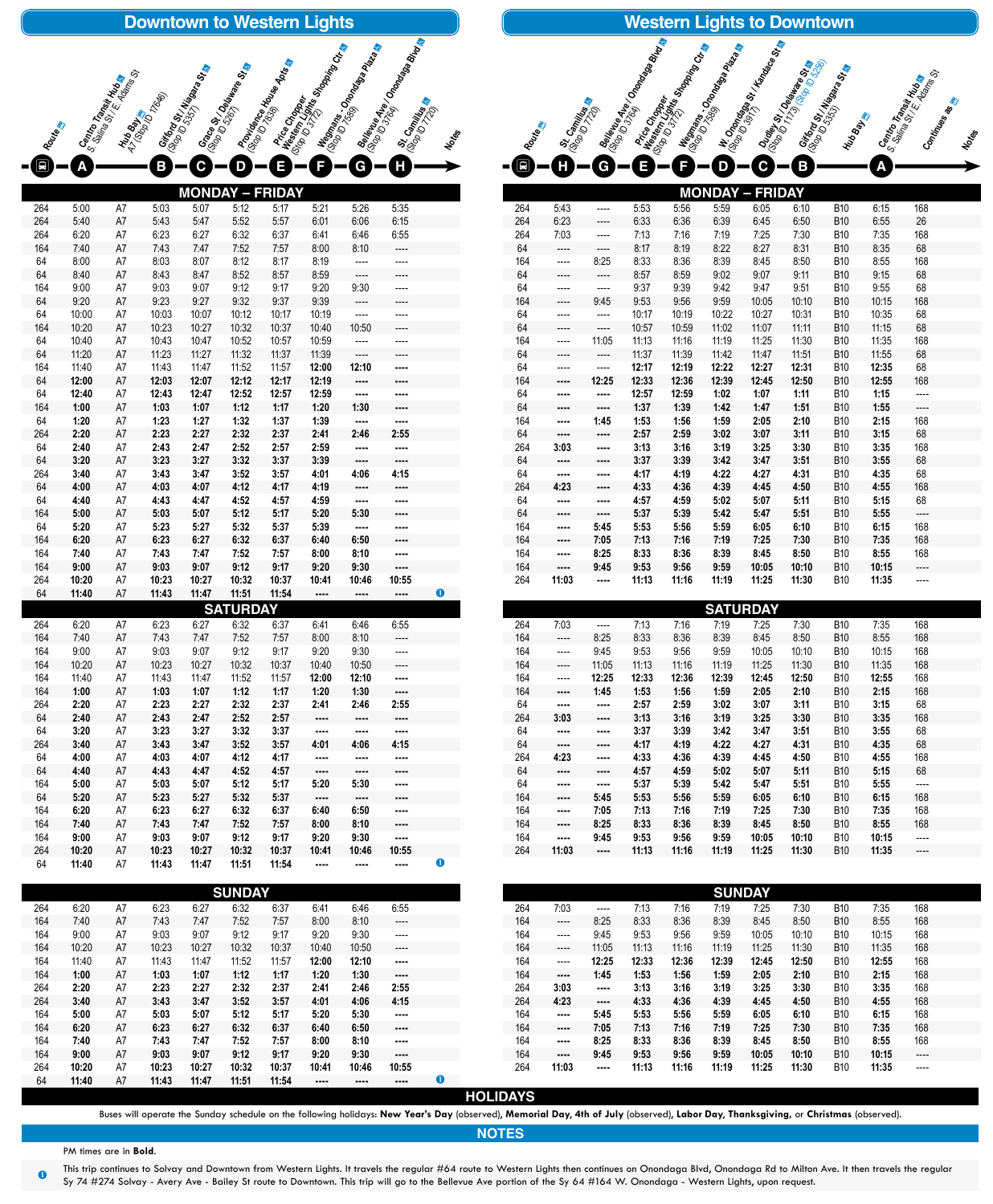## Downtown to Western Lights

| Route | A Centro Transit Hub S. Salina St / E. Adams St | Hub Bay A7 (Stop ID 7646) | B Gifford St / Niagara St (Stop ID 5357) | C Grace St / Delaware St (Stop ID 5267) | D Providence House Apts (Stop ID 7838) | E Price Chopper Western Lights Shopping Ctr (Stop ID 3172) | F Wegmans - Onondaga Plaza (Stop ID 7589) | G Bellevue Ave / Onondaga Blvd (Stop ID 3764) | H St. Camillus (Stop ID 7720) | Notes |
|---|---|---|---|---|---|---|---|---|---|---|
| **MONDAY – FRIDAY** | | | | | | | | | | |
| 264 | 5:00 | A7 | 5:03 | 5:07 | 5:12 | 5:17 | 5:21 | 5:26 | 5:35 | |
| 264 | 5:40 | A7 | 5:43 | 5:47 | 5:52 | 5:57 | 6:01 | 6:06 | 6:15 | |
| 264 | 6:20 | A7 | 6:23 | 6:27 | 6:32 | 6:37 | 6:41 | 6:46 | 6:55 | |
| 164 | 7:40 | A7 | 7:43 | 7:47 | 7:52 | 7:57 | 8:00 | 8:10 | ---- | |
| 64 | 8:00 | A7 | 8:03 | 8:07 | 8:12 | 8:17 | 8:19 | ---- | ---- | |
| 64 | 8:40 | A7 | 8:43 | 8:47 | 8:52 | 8:57 | 8:59 | ---- | ---- | |
| 164 | 9:00 | A7 | 9:03 | 9:07 | 9:12 | 9:17 | 9:20 | 9:30 | ---- | |
| 64 | 9:20 | A7 | 9:23 | 9:27 | 9:32 | 9:37 | 9:39 | ---- | ---- | |
| 64 | 10:00 | A7 | 10:03 | 10:07 | 10:12 | 10:17 | 10:19 | ---- | ---- | |
| 164 | 10:20 | A7 | 10:23 | 10:27 | 10:32 | 10:37 | 10:40 | 10:50 | ---- | |
| 64 | 10:40 | A7 | 10:43 | 10:47 | 10:52 | 10:57 | 10:59 | ---- | ---- | |
| 64 | 11:20 | A7 | 11:23 | 11:27 | 11:32 | 11:37 | 11:39 | ---- | ---- | |
| 164 | 11:40 | A7 | 11:43 | 11:47 | 11:52 | 11:57 | **12:00** | **12:10** | ---- | |
| 64 | **12:00** | A7 | **12:03** | **12:07** | **12:12** | **12:17** | **12:19** | ---- | ---- | |
| 64 | **12:40** | A7 | **12:43** | **12:47** | **12:52** | **12:57** | **12:59** | ---- | ---- | |
| 164 | **1:00** | A7 | **1:03** | **1:07** | **1:12** | **1:17** | **1:20** | **1:30** | ---- | |
| 64 | **1:20** | A7 | **1:23** | **1:27** | **1:32** | **1:37** | **1:39** | ---- | ---- | |
| 264 | **2:20** | A7 | **2:23** | **2:27** | **2:32** | **2:37** | **2:41** | **2:46** | **2:55** | |
| 64 | **2:40** | A7 | **2:43** | **2:47** | **2:52** | **2:57** | **2:59** | ---- | ---- | |
| 64 | **3:20** | A7 | **3:23** | **3:27** | **3:32** | **3:37** | **3:39** | ---- | ---- | |
| 264 | **3:40** | A7 | **3:43** | **3:47** | **3:52** | **3:57** | **4:01** | **4:06** | **4:15** | |
| 64 | **4:00** | A7 | **4:03** | **4:07** | **4:12** | **4:17** | **4:19** | ---- | ---- | |
| 64 | **4:40** | A7 | **4:43** | **4:47** | **4:52** | **4:57** | **4:59** | ---- | ---- | |
| 164 | **5:00** | A7 | **5:03** | **5:07** | **5:12** | **5:17** | **5:20** | **5:30** | ---- | |
| 64 | **5:20** | A7 | **5:23** | **5:27** | **5:32** | **5:37** | **5:39** | ---- | ---- | |
| 164 | **6:20** | A7 | **6:23** | **6:27** | **6:32** | **6:37** | **6:40** | **6:50** | ---- | |
| 164 | **7:40** | A7 | **7:43** | **7:47** | **7:52** | **7:57** | **8:00** | **8:10** | ---- | |
| 164 | **9:00** | A7 | **9:03** | **9:07** | **9:12** | **9:17** | **9:20** | **9:30** | ---- | |
| 264 | **10:20** | A7 | **10:23** | **10:27** | **10:32** | **10:37** | **10:41** | **10:46** | **10:55** | |
| 64 | **11:40** | A7 | **11:43** | **11:47** | **11:51** | **11:54** | ---- | ---- | ---- | i |
| **SATURDAY** | | | | | | | | | | |
| 264 | 6:20 | A7 | 6:23 | 6:27 | 6:32 | 6:37 | 6:41 | 6:46 | 6:55 | |
| 164 | 7:40 | A7 | 7:43 | 7:47 | 7:52 | 7:57 | 8:00 | 8:10 | ---- | |
| 164 | 9:00 | A7 | 9:03 | 9:07 | 9:12 | 9:17 | 9:20 | 9:30 | ---- | |
| 164 | 10:20 | A7 | 10:23 | 10:27 | 10:32 | 10:37 | 10:40 | 10:50 | ---- | |
| 164 | 11:40 | A7 | 11:43 | 11:47 | 11:52 | 11:57 | **12:00** | **12:10** | ---- | |
| 164 | **1:00** | A7 | **1:03** | **1:07** | **1:12** | **1:17** | **1:20** | **1:30** | ---- | |
| 264 | **2:20** | A7 | **2:23** | **2:27** | **2:32** | **2:37** | **2:41** | **2:46** | **2:55** | |
| 64 | **2:40** | A7 | **2:43** | **2:47** | **2:52** | **2:57** | ---- | ---- | ---- | |
| 64 | **3:20** | A7 | **3:23** | **3:27** | **3:32** | **3:37** | ---- | ---- | ---- | |
| 264 | **3:40** | A7 | **3:43** | **3:47** | **3:52** | **3:57** | **4:01** | **4:06** | **4:15** | |
| 64 | **4:00** | A7 | **4:03** | **4:07** | **4:12** | **4:17** | ---- | ---- | ---- | |
| 64 | **4:40** | A7 | **4:43** | **4:47** | **4:52** | **4:57** | ---- | ---- | ---- | |
| 164 | **5:00** | A7 | **5:03** | **5:07** | **5:12** | **5:17** | **5:20** | **5:30** | ---- | |
| 64 | **5:20** | A7 | **5:23** | **5:27** | **5:32** | **5:37** | ---- | ---- | ---- | |
| 164 | **6:20** | A7 | **6:23** | **6:27** | **6:32** | **6:37** | **6:40** | **6:50** | ---- | |
| 164 | **7:40** | A7 | **7:43** | **7:47** | **7:52** | **7:57** | **8:00** | **8:10** | ---- | |
| 164 | **9:00** | A7 | **9:03** | **9:07** | **9:12** | **9:17** | **9:20** | **9:30** | ---- | |
| 264 | **10:20** | A7 | **10:23** | **10:27** | **10:32** | **10:37** | **10:41** | **10:46** | **10:55** | |
| 64 | **11:40** | A7 | **11:43** | **11:47** | **11:51** | **11:54** | ---- | ---- | ---- | i |
| **SUNDAY** | | | | | | | | | | |
| 264 | 6:20 | A7 | 6:23 | 6:27 | 6:32 | 6:37 | 6:41 | 6:46 | 6:55 | |
| 164 | 7:40 | A7 | 7:43 | 7:47 | 7:52 | 7:57 | 8:00 | 8:10 | ---- | |
| 164 | 9:00 | A7 | 9:03 | 9:07 | 9:12 | 9:17 | 9:20 | 9:30 | ---- | |
| 164 | 10:20 | A7 | 10:23 | 10:27 | 10:32 | 10:37 | 10:40 | 10:50 | ---- | |
| 164 | 11:40 | A7 | 11:43 | 11:47 | 11:52 | 11:57 | **12:00** | **12:10** | ---- | |
| 164 | **1:00** | A7 | **1:03** | **1:07** | **1:12** | **1:17** | **1:20** | **1:30** | ---- | |
| 264 | **2:20** | A7 | **2:23** | **2:27** | **2:32** | **2:37** | **2:41** | **2:46** | **2:55** | |
| 264 | **3:40** | A7 | **3:43** | **3:47** | **3:52** | **3:57** | **4:01** | **4:06** | **4:15** | |
| 164 | **5:00** | A7 | **5:03** | **5:07** | **5:12** | **5:17** | **5:20** | **5:30** | ---- | |
| 164 | **6:20** | A7 | **6:23** | **6:27** | **6:32** | **6:37** | **6:40** | **6:50** | ---- | |
| 164 | **7:40** | A7 | **7:43** | **7:47** | **7:52** | **7:57** | **8:00** | **8:10** | ---- | |
| 164 | **9:00** | A7 | **9:03** | **9:07** | **9:12** | **9:17** | **9:20** | **9:30** | ---- | |
| 264 | **10:20** | A7 | **10:23** | **10:27** | **10:32** | **10:37** | **10:41** | **10:46** | **10:55** | |
| 64 | **11:40** | A7 | **11:43** | **11:47** | **11:51** | **11:54** | ---- | ---- | ---- | i |

## Western Lights to Downtown

| Route | H St. Camillus (Stop ID 7720) | G Bellevue Ave / Onondaga Blvd (Stop ID 3764) | E Price Chopper Western Lights Shopping Ctr (Stop ID 3172) | F Wegmans - Onondaga Plaza (Stop ID 7589) | D W. Onondaga St / Kandace St (Stop ID 3917) | C Dudley St / Delaware St (Stop ID 1179) (Stop ID 5256) | B Gifford St / Niagara St (Stop ID 5353) | Hub Bay | A Centro Transit Hub S. Salina St / E. Adams St | Continues as | Notes |
|---|---|---|---|---|---|---|---|---|---|---|---|
| **MONDAY – FRIDAY** | | | | | | | | | | | |
| 264 | 5:43 | ---- | 5:53 | 5:56 | 5:59 | 6:05 | 6:10 | B10 | 6:15 | 168 | |
| 264 | 6:23 | ---- | 6:33 | 6:36 | 6:39 | 6:45 | 6:50 | B10 | 6:55 | 26 | |
| 264 | 7:03 | ---- | 7:13 | 7:16 | 7:19 | 7:25 | 7:30 | B10 | 7:35 | 168 | |
| 64 | ---- | ---- | 8:17 | 8:19 | 8:22 | 8:27 | 8:31 | B10 | 8:35 | 68 | |
| 164 | ---- | 8:25 | 8:33 | 8:36 | 8:39 | 8:45 | 8:50 | B10 | 8:55 | 168 | |
| 64 | ---- | ---- | 8:57 | 8:59 | 9:02 | 9:07 | 9:11 | B10 | 9:15 | 68 | |
| 64 | ---- | ---- | 9:37 | 9:39 | 9:42 | 9:47 | 9:51 | B10 | 9:55 | 68 | |
| 164 | ---- | 9:45 | 9:53 | 9:56 | 9:59 | 10:05 | 10:10 | B10 | 10:15 | 168 | |
| 64 | ---- | ---- | 10:17 | 10:19 | 10:22 | 10:27 | 10:31 | B10 | 10:35 | 68 | |
| 64 | ---- | ---- | 10:57 | 10:59 | 11:02 | 11:07 | 11:11 | B10 | 11:15 | 68 | |
| 164 | ---- | 11:05 | 11:13 | 11:16 | 11:19 | 11:25 | 11:30 | B10 | 11:35 | 168 | |
| 64 | ---- | ---- | 11:37 | 11:39 | 11:42 | 11:47 | 11:51 | B10 | 11:55 | 68 | |
| 64 | ---- | ---- | **12:17** | **12:19** | **12:22** | **12:27** | **12:31** | B10 | **12:35** | 68 | |
| 164 | ---- | **12:25** | **12:33** | **12:36** | **12:39** | **12:45** | **12:50** | B10 | **12:55** | 168 | |
| 64 | ---- | ---- | **12:57** | **12:59** | **1:02** | **1:07** | **1:11** | B10 | **1:15** | ---- | |
| 64 | ---- | ---- | **1:37** | **1:39** | **1:42** | **1:47** | **1:51** | B10 | **1:55** | ---- | |
| 164 | ---- | **1:45** | **1:53** | **1:56** | **1:59** | **2:05** | **2:10** | B10 | **2:15** | 168 | |
| 64 | ---- | ---- | **2:57** | **2:59** | **3:02** | **3:07** | **3:11** | B10 | **3:15** | 68 | |
| 264 | **3:03** | ---- | **3:13** | **3:16** | **3:19** | **3:25** | **3:30** | B10 | **3:35** | 168 | |
| 64 | ---- | ---- | **3:37** | **3:39** | **3:42** | **3:47** | **3:51** | B10 | **3:55** | 68 | |
| 64 | ---- | ---- | **4:17** | **4:19** | **4:22** | **4:27** | **4:31** | B10 | **4:35** | 68 | |
| 264 | **4:23** | ---- | **4:33** | **4:36** | **4:39** | **4:45** | **4:50** | B10 | **4:55** | 168 | |
| 64 | ---- | ---- | **4:57** | **4:59** | **5:02** | **5:07** | **5:11** | B10 | **5:15** | 68 | |
| 64 | ---- | ---- | **5:37** | **5:39** | **5:42** | **5:47** | **5:51** | B10 | **5:55** | ---- | |
| 164 | ---- | **5:45** | **5:53** | **5:56** | **5:59** | **6:05** | **6:10** | B10 | **6:15** | 168 | |
| 164 | ---- | **7:05** | **7:13** | **7:16** | **7:19** | **7:25** | **7:30** | B10 | **7:35** | 168 | |
| 164 | ---- | **8:25** | **8:33** | **8:36** | **8:39** | **8:45** | **8:50** | B10 | **8:55** | 168 | |
| 164 | ---- | **9:45** | **9:53** | **9:56** | **9:59** | **10:05** | **10:10** | B10 | **10:15** | ---- | |
| 264 | **11:03** | ---- | **11:13** | **11:16** | **11:19** | **11:25** | **11:30** | B10 | **11:35** | ---- | |
| **SATURDAY** | | | | | | | | | | | |
| 264 | 7:03 | ---- | 7:13 | 7:16 | 7:19 | 7:25 | 7:30 | B10 | 7:35 | 168 | |
| 164 | ---- | 8:25 | 8:33 | 8:36 | 8:39 | 8:45 | 8:50 | B10 | 8:55 | 168 | |
| 164 | ---- | 9:45 | 9:53 | 9:56 | 9:59 | 10:05 | 10:10 | B10 | 10:15 | 168 | |
| 164 | ---- | 11:05 | 11:13 | 11:16 | 11:19 | 11:25 | 11:30 | B10 | 11:35 | 168 | |
| 164 | ---- | **12:25** | **12:33** | **12:36** | **12:39** | **12:45** | **12:50** | B10 | **12:55** | 168 | |
| 164 | ---- | **1:45** | **1:53** | **1:56** | **1:59** | **2:05** | **2:10** | B10 | **2:15** | 168 | |
| 64 | ---- | ---- | **2:57** | **2:59** | **3:02** | **3:07** | **3:11** | B10 | **3:15** | 68 | |
| 264 | **3:03** | ---- | **3:13** | **3:16** | **3:19** | **3:25** | **3:30** | B10 | **3:35** | 168 | |
| 64 | ---- | ---- | **3:37** | **3:39** | **3:42** | **3:47** | **3:51** | B10 | **3:55** | 68 | |
| 64 | ---- | ---- | **4:17** | **4:19** | **4:22** | **4:27** | **4:31** | B10 | **4:35** | 68 | |
| 264 | **4:23** | ---- | **4:33** | **4:36** | **4:39** | **4:45** | **4:50** | B10 | **4:55** | 168 | |
| 64 | ---- | ---- | **4:57** | **4:59** | **5:02** | **5:07** | **5:11** | B10 | **5:15** | 68 | |
| 64 | ---- | ---- | **5:37** | **5:39** | **5:42** | **5:47** | **5:51** | B10 | **5:55** | ---- | |
| 164 | ---- | **5:45** | **5:53** | **5:56** | **5:59** | **6:05** | **6:10** | B10 | **6:15** | 168 | |
| 164 | ---- | **7:05** | **7:13** | **7:16** | **7:19** | **7:25** | **7:30** | B10 | **7:35** | 168 | |
| 164 | ---- | **8:25** | **8:33** | **8:36** | **8:39** | **8:45** | **8:50** | B10 | **8:55** | 168 | |
| 164 | ---- | **9:45** | **9:53** | **9:56** | **9:59** | **10:05** | **10:10** | B10 | **10:15** | ---- | |
| 264 | **11:03** | ---- | **11:13** | **11:16** | **11:19** | **11:25** | **11:30** | B10 | **11:35** | ---- | |
| **SUNDAY** | | | | | | | | | | | |
| 264 | 7:03 | ---- | 7:13 | 7:16 | 7:19 | 7:25 | 7:30 | B10 | 7:35 | 168 | |
| 164 | ---- | 8:25 | 8:33 | 8:36 | 8:39 | 8:45 | 8:50 | B10 | 8:55 | 168 | |
| 164 | ---- | 9:45 | 9:53 | 9:56 | 9:59 | 10:05 | 10:10 | B10 | 10:15 | 168 | |
| 164 | ---- | 11:05 | 11:13 | 11:16 | 11:19 | 11:25 | 11:30 | B10 | 11:35 | 168 | |
| 164 | ---- | **12:25** | **12:33** | **12:36** | **12:39** | **12:45** | **12:50** | B10 | **12:55** | 168 | |
| 164 | ---- | **1:45** | **1:53** | **1:56** | **1:59** | **2:05** | **2:10** | B10 | **2:15** | 168 | |
| 264 | **3:03** | ---- | **3:13** | **3:16** | **3:19** | **3:25** | **3:30** | B10 | **3:35** | 168 | |
| 264 | **4:23** | ---- | **4:33** | **4:36** | **4:39** | **4:45** | **4:50** | B10 | **4:55** | 168 | |
| 164 | ---- | **5:45** | **5:53** | **5:56** | **5:59** | **6:05** | **6:10** | B10 | **6:15** | 168 | |
| 164 | ---- | **7:05** | **7:13** | **7:16** | **7:19** | **7:25** | **7:30** | B10 | **7:35** | 168 | |
| 164 | ---- | **8:25** | **8:33** | **8:36** | **8:39** | **8:45** | **8:50** | B10 | **8:55** | 168 | |
| 164 | ---- | **9:45** | **9:53** | **9:56** | **9:59** | **10:05** | **10:10** | B10 | **10:15** | ---- | |
| 264 | **11:03** | ---- | **11:13** | **11:16** | **11:19** | **11:25** | **11:30** | B10 | **11:35** | ---- | |

## HOLIDAYS

Buses will operate the Sunday schedule on the following holidays: **New Year's Day** (observed), **Memorial Day**, **4th of July** (observed), **Labor Day**, **Thanksgiving**, or **Christmas** (observed).

## NOTES

PM times are in **Bold**.

i This trip continues to Solvay and Downtown from Western Lights. It travels the regular #64 route to Western Lights then continues on Onondaga Blvd, Onondaga Rd to Milton Ave. It then travels the regular Sy 74 #274 Solvay - Avery Ave - Bailey St route to Downtown. This trip will go to the Bellevue Ave portion of the Sy 64 #164 W. Onondaga - Western Lights, upon request.